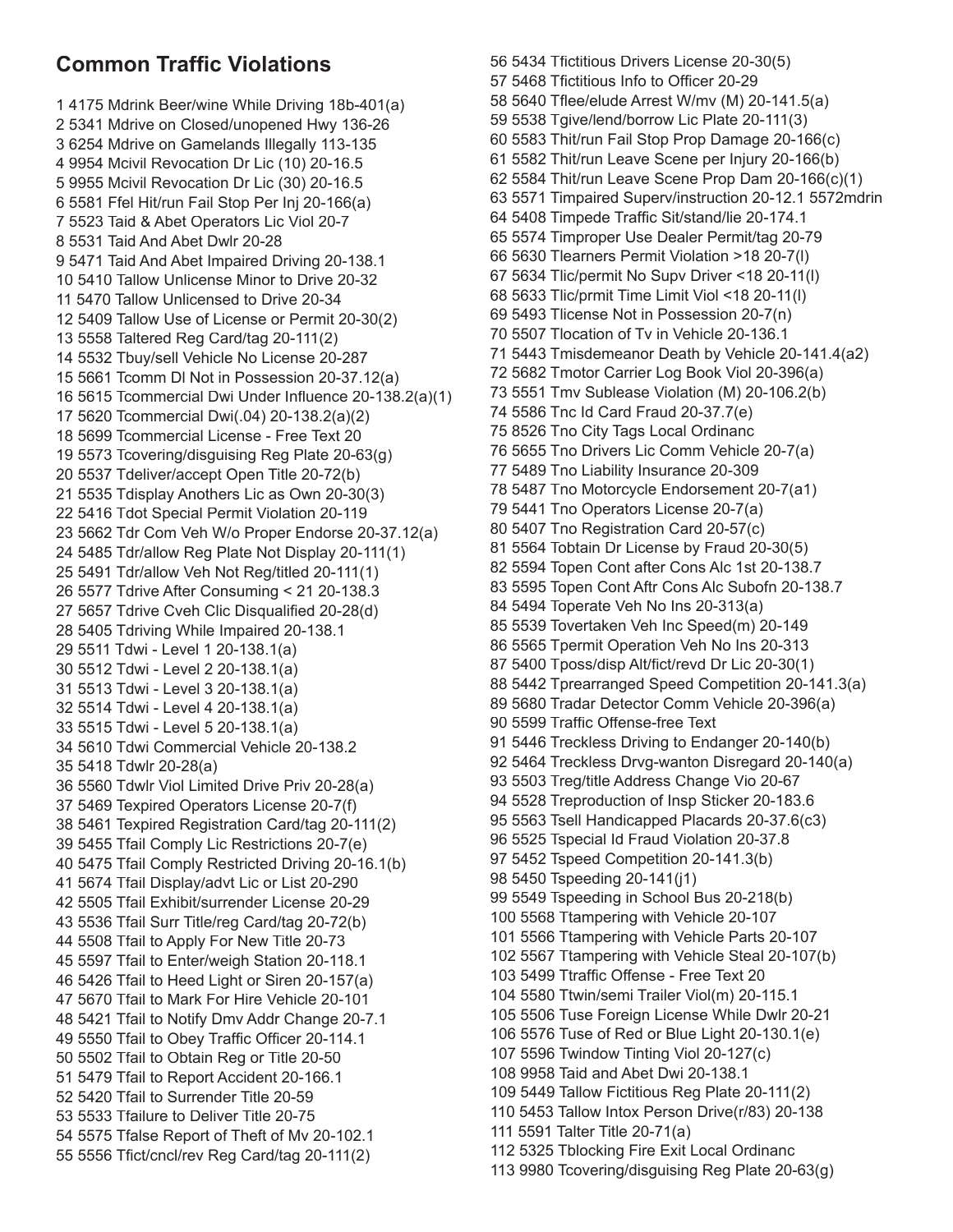## Common Traffic Violations

1 4175 Mdrink Beer/wine While Driving 18b-401(a)
2 5341 Mdrive on Closed/unopened Hwy 136-26
3 6254 Mdrive on Gamelands Illegally 113-135
4 9954 Mcivil Revocation Dr Lic (10) 20-16.5
5 9955 Mcivil Revocation Dr Lic (30) 20-16.5
6 5581 Ffel Hit/run Fail Stop Per Inj 20-166(a)
7 5523 Taid & Abet Operators Lic Viol 20-7
8 5531 Taid And Abet Dwlr 20-28
9 5471 Taid And Abet Impaired Driving 20-138.1
10 5410 Tallow Unlicense Minor to Drive 20-32
11 5470 Tallow Unlicensed to Drive 20-34
12 5409 Tallow Use of License or Permit 20-30(2)
13 5558 Taltered Reg Card/tag 20-111(2)
14 5532 Tbuy/sell Vehicle No License 20-287
15 5661 Tcomm Dl Not in Possession 20-37.12(a)
16 5615 Tcommercial Dwi Under Influence 20-138.2(a)(1)
17 5620 Tcommercial Dwi(.04) 20-138.2(a)(2)
18 5699 Tcommercial License - Free Text 20
19 5573 Tcovering/disguising Reg Plate 20-63(g)
20 5537 Tdeliver/accept Open Title 20-72(b)
21 5535 Tdisplay Anothers Lic as Own 20-30(3)
22 5416 Tdot Special Permit Violation 20-119
23 5662 Tdr Com Veh W/o Proper Endorse 20-37.12(a)
24 5485 Tdr/allow Reg Plate Not Display 20-111(1)
25 5491 Tdr/allow Veh Not Reg/titled 20-111(1)
26 5577 Tdrive After Consuming < 21 20-138.3
27 5657 Tdrive Cveh Clic Disqualified 20-28(d)
28 5405 Tdriving While Impaired 20-138.1
29 5511 Tdwi - Level 1 20-138.1(a)
30 5512 Tdwi - Level 2 20-138.1(a)
31 5513 Tdwi - Level 3 20-138.1(a)
32 5514 Tdwi - Level 4 20-138.1(a)
33 5515 Tdwi - Level 5 20-138.1(a)
34 5610 Tdwi Commercial Vehicle 20-138.2
35 5418 Tdwlr 20-28(a)
36 5560 Tdwlr Viol Limited Drive Priv 20-28(a)
37 5469 Texpired Operators License 20-7(f)
38 5461 Texpired Registration Card/tag 20-111(2)
39 5455 Tfail Comply Lic Restrictions 20-7(e)
40 5475 Tfail Comply Restricted Driving 20-16.1(b)
41 5674 Tfail Display/advt Lic or List 20-290
42 5505 Tfail Exhibit/surrender License 20-29
43 5536 Tfail Surr Title/reg Card/tag 20-72(b)
44 5508 Tfail to Apply For New Title 20-73
45 5597 Tfail to Enter/weigh Station 20-118.1
46 5426 Tfail to Heed Light or Siren 20-157(a)
47 5670 Tfail to Mark For Hire Vehicle 20-101
48 5421 Tfail to Notify Dmv Addr Change 20-7.1
49 5550 Tfail to Obey Traffic Officer 20-114.1
50 5502 Tfail to Obtain Reg or Title 20-50
51 5479 Tfail to Report Accident 20-166.1
52 5420 Tfail to Surrender Title 20-59
53 5533 Tfailure to Deliver Title 20-75
54 5575 Tfalse Report of Theft of Mv 20-102.1
55 5556 Tfict/cncl/rev Reg Card/tag 20-111(2)
56 5434 Tfictitious Drivers License 20-30(5)
57 5468 Tfictitious Info to Officer 20-29
58 5640 Tflee/elude Arrest W/mv (M) 20-141.5(a)
59 5538 Tgive/lend/borrow Lic Plate 20-111(3)
60 5583 Thit/run Fail Stop Prop Damage 20-166(c)
61 5582 Thit/run Leave Scene per Injury 20-166(b)
62 5584 Thit/run Leave Scene Prop Dam 20-166(c)(1)
63 5571 Timpaired Superv/instruction 20-12.1 5572mdrin
64 5408 Timpede Traffic Sit/stand/lie 20-174.1
65 5574 Timproper Use Dealer Permit/tag 20-79
66 5630 Tlearners Permit Violation >18 20-7(l)
67 5634 Tlic/permit No Supv Driver <18 20-11(l)
68 5633 Tlic/prmit Time Limit Viol <18 20-11(l)
69 5493 Tlicense Not in Possession 20-7(n)
70 5507 Tlocation of Tv in Vehicle 20-136.1
71 5443 Tmisdemeanor Death by Vehicle 20-141.4(a2)
72 5682 Tmotor Carrier Log Book Viol 20-396(a)
73 5551 Tmv Sublease Violation (M) 20-106.2(b)
74 5586 Tnc Id Card Fraud 20-37.7(e)
75 8526 Tno City Tags Local Ordinanc
76 5655 Tno Drivers Lic Comm Vehicle 20-7(a)
77 5489 Tno Liability Insurance 20-309
78 5487 Tno Motorcycle Endorsement 20-7(a1)
79 5441 Tno Operators License 20-7(a)
80 5407 Tno Registration Card 20-57(c)
81 5564 Tobtain Dr License by Fraud 20-30(5)
82 5594 Topen Cont after Cons Alc 1st 20-138.7
83 5595 Topen Cont Aftr Cons Alc Subofn 20-138.7
84 5494 Toperate Veh No Ins 20-313(a)
85 5539 Tovertaken Veh Inc Speed(m) 20-149
86 5565 Tpermit Operation Veh No Ins 20-313
87 5400 Tposs/disp Alt/fict/revd Dr Lic 20-30(1)
88 5442 Tprearranged Speed Competition 20-141.3(a)
89 5680 Tradar Detector Comm Vehicle 20-396(a)
90 5599 Traffic Offense-free Text
91 5446 Treckless Driving to Endanger 20-140(b)
92 5464 Treckless Drvg-wanton Disregard 20-140(a)
93 5503 Treg/title Address Change Vio 20-67
94 5528 Treproduction of Insp Sticker 20-183.6
95 5563 Tsell Handicapped Placards 20-37.6(c3)
96 5525 Tspecial Id Fraud Violation 20-37.8
97 5452 Tspeed Competition 20-141.3(b)
98 5450 Tspeeding 20-141(j1)
99 5549 Tspeeding in School Bus 20-218(b)
100 5568 Ttampering with Vehicle 20-107
101 5566 Ttampering with Vehicle Parts 20-107
102 5567 Ttampering with Vehicle Steal 20-107(b)
103 5499 Ttraffic Offense - Free Text 20
104 5580 Ttwin/semi Trailer Viol(m) 20-115.1
105 5506 Tuse Foreign License While Dwlr 20-21
106 5576 Tuse of Red or Blue Light 20-130.1(e)
107 5596 Twindow Tinting Viol 20-127(c)
108 9958 Taid and Abet Dwi 20-138.1
109 5449 Tallow Fictitious Reg Plate 20-111(2)
110 5453 Tallow Intox Person Drive(r/83) 20-138
111 5591 Talter Title 20-71(a)
112 5325 Tblocking Fire Exit Local Ordinanc
113 9980 Tcovering/disguising Reg Plate 20-63(g)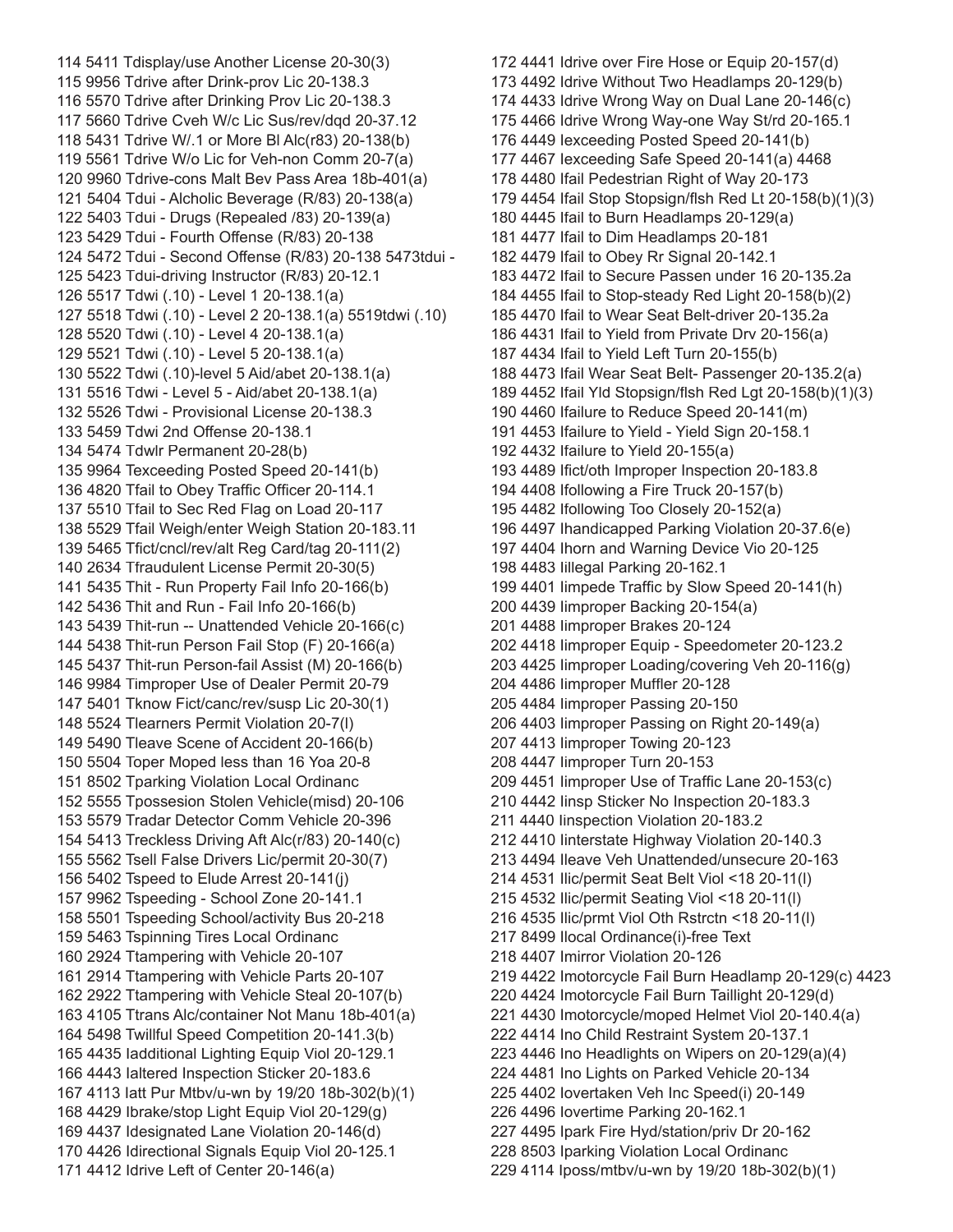114 5411 Tdisplay/use Another License 20-30(3)
115 9956 Tdrive after Drink-prov Lic 20-138.3
116 5570 Tdrive after Drinking Prov Lic 20-138.3
117 5660 Tdrive Cveh W/c Lic Sus/rev/dqd 20-37.12
118 5431 Tdrive W/.1 or More Bl Alc(r83) 20-138(b)
119 5561 Tdrive W/o Lic for Veh-non Comm 20-7(a)
120 9960 Tdrive-cons Malt Bev Pass Area 18b-401(a)
121 5404 Tdui - Alcholic Beverage (R/83) 20-138(a)
122 5403 Tdui - Drugs (Repealed /83) 20-139(a)
123 5429 Tdui - Fourth Offense (R/83) 20-138
124 5472 Tdui - Second Offense (R/83) 20-138 5473tdui -
125 5423 Tdui-driving Instructor (R/83) 20-12.1
126 5517 Tdwi (.10) - Level 1 20-138.1(a)
127 5518 Tdwi (.10) - Level 2 20-138.1(a) 5519tdwi (.10)
128 5520 Tdwi (.10) - Level 4 20-138.1(a)
129 5521 Tdwi (.10) - Level 5 20-138.1(a)
130 5522 Tdwi (.10)-level 5 Aid/abet 20-138.1(a)
131 5516 Tdwi - Level 5 - Aid/abet 20-138.1(a)
132 5526 Tdwi - Provisional License 20-138.3
133 5459 Tdwi 2nd Offense 20-138.1
134 5474 Tdwlr Permanent 20-28(b)
135 9964 Texceeding Posted Speed 20-141(b)
136 4820 Tfail to Obey Traffic Officer 20-114.1
137 5510 Tfail to Sec Red Flag on Load 20-117
138 5529 Tfail Weigh/enter Weigh Station 20-183.11
139 5465 Tfict/cncl/rev/alt Reg Card/tag 20-111(2)
140 2634 Tfraudulent License Permit 20-30(5)
141 5435 Thit - Run Property Fail Info 20-166(b)
142 5436 Thit and Run - Fail Info 20-166(b)
143 5439 Thit-run -- Unattended Vehicle 20-166(c)
144 5438 Thit-run Person Fail Stop (F) 20-166(a)
145 5437 Thit-run Person-fail Assist (M) 20-166(b)
146 9984 Timproper Use of Dealer Permit 20-79
147 5401 Tknow Fict/canc/rev/susp Lic 20-30(1)
148 5524 Tlearners Permit Violation 20-7(l)
149 5490 Tleave Scene of Accident 20-166(b)
150 5504 Toper Moped less than 16 Yoa 20-8
151 8502 Tparking Violation Local Ordinanc
152 5555 Tpossesion Stolen Vehicle(misd) 20-106
153 5579 Tradar Detector Comm Vehicle 20-396
154 5413 Treckless Driving Aft Alc(r/83) 20-140(c)
155 5562 Tsell False Drivers Lic/permit 20-30(7)
156 5402 Tspeed to Elude Arrest 20-141(j)
157 9962 Tspeeding - School Zone 20-141.1
158 5501 Tspeeding School/activity Bus 20-218
159 5463 Tspinning Tires Local Ordinanc
160 2924 Ttampering with Vehicle 20-107
161 2914 Ttampering with Vehicle Parts 20-107
162 2922 Ttampering with Vehicle Steal 20-107(b)
163 4105 Ttrans Alc/container Not Manu 18b-401(a)
164 5498 Twillful Speed Competition 20-141.3(b)
165 4435 Iadditional Lighting Equip Viol 20-129.1
166 4443 Ialtered Inspection Sticker 20-183.6
167 4113 Iatt Pur Mtbv/u-wn by 19/20 18b-302(b)(1)
168 4429 Ibrake/stop Light Equip Viol 20-129(g)
169 4437 Idesignated Lane Violation 20-146(d)
170 4426 Idirectional Signals Equip Viol 20-125.1
171 4412 Idrive Left of Center 20-146(a)
172 4441 Idrive over Fire Hose or Equip 20-157(d)
173 4492 Idrive Without Two Headlamps 20-129(b)
174 4433 Idrive Wrong Way on Dual Lane 20-146(c)
175 4466 Idrive Wrong Way-one Way St/rd 20-165.1
176 4449 Iexceeding Posted Speed 20-141(b)
177 4467 Iexceeding Safe Speed 20-141(a) 4468
178 4480 Ifail Pedestrian Right of Way 20-173
179 4454 Ifail Stop Stopsign/flsh Red Lt 20-158(b)(1)(3)
180 4445 Ifail to Burn Headlamps 20-129(a)
181 4477 Ifail to Dim Headlamps 20-181
182 4479 Ifail to Obey Rr Signal 20-142.1
183 4472 Ifail to Secure Passen under 16 20-135.2a
184 4455 Ifail to Stop-steady Red Light 20-158(b)(2)
185 4470 Ifail to Wear Seat Belt-driver 20-135.2a
186 4431 Ifail to Yield from Private Drv 20-156(a)
187 4434 Ifail to Yield Left Turn 20-155(b)
188 4473 Ifail Wear Seat Belt- Passenger 20-135.2(a)
189 4452 Ifail Yld Stopsign/flsh Red Lgt 20-158(b)(1)(3)
190 4460 Ifailure to Reduce Speed 20-141(m)
191 4453 Ifailure to Yield - Yield Sign 20-158.1
192 4432 Ifailure to Yield 20-155(a)
193 4489 Ifict/oth Improper Inspection 20-183.8
194 4408 Ifollowing a Fire Truck 20-157(b)
195 4482 Ifollowing Too Closely 20-152(a)
196 4497 Ihandicapped Parking Violation 20-37.6(e)
197 4404 Ihorn and Warning Device Vio 20-125
198 4483 Iillegal Parking 20-162.1
199 4401 Iimpede Traffic by Slow Speed 20-141(h)
200 4439 Iimproper Backing 20-154(a)
201 4488 Iimproper Brakes 20-124
202 4418 Iimproper Equip - Speedometer 20-123.2
203 4425 Iimproper Loading/covering Veh 20-116(g)
204 4486 Iimproper Muffler 20-128
205 4484 Iimproper Passing 20-150
206 4403 Iimproper Passing on Right 20-149(a)
207 4413 Iimproper Towing 20-123
208 4447 Iimproper Turn 20-153
209 4451 Iimproper Use of Traffic Lane 20-153(c)
210 4442 Iinsp Sticker No Inspection 20-183.3
211 4440 Iinspection Violation 20-183.2
212 4410 Iinterstate Highway Violation 20-140.3
213 4494 Ileave Veh Unattended/unsecure 20-163
214 4531 Ilic/permit Seat Belt Viol <18 20-11(l)
215 4532 Ilic/permit Seating Viol <18 20-11(l)
216 4535 Ilic/prmt Viol Oth Rstrctn <18 20-11(l)
217 8499 Ilocal Ordinance(i)-free Text
218 4407 Imirror Violation 20-126
219 4422 Imotorcycle Fail Burn Headlamp 20-129(c) 4423
220 4424 Imotorcycle Fail Burn Taillight 20-129(d)
221 4430 Imotorcycle/moped Helmet Viol 20-140.4(a)
222 4414 Ino Child Restraint System 20-137.1
223 4446 Ino Headlights on Wipers on 20-129(a)(4)
224 4481 Ino Lights on Parked Vehicle 20-134
225 4402 Iovertaken Veh Inc Speed(i) 20-149
226 4496 Iovertime Parking 20-162.1
227 4495 Ipark Fire Hyd/station/priv Dr 20-162
228 8503 Iparking Violation Local Ordinanc
229 4114 Iposs/mtbv/u-wn by 19/20 18b-302(b)(1)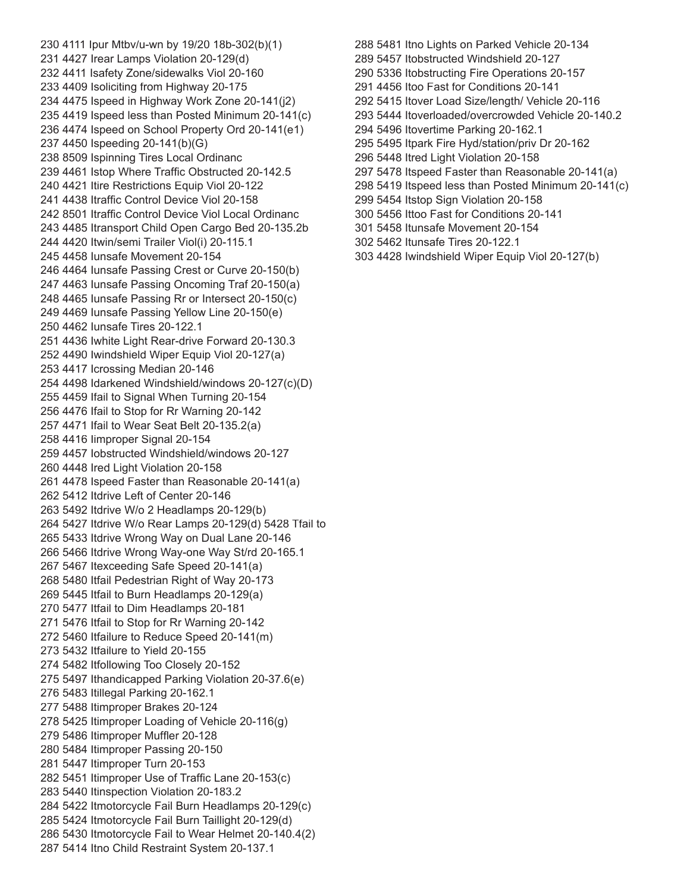230 4111 Ipur Mtbv/u-wn by 19/20 18b-302(b)(1)
231 4427 Irear Lamps Violation 20-129(d)
232 4411 Isafety Zone/sidewalks Viol 20-160
233 4409 Isoliciting from Highway 20-175
234 4475 Ispeed in Highway Work Zone 20-141(j2)
235 4419 Ispeed less than Posted Minimum 20-141(c)
236 4474 Ispeed on School Property Ord 20-141(e1)
237 4450 Ispeeding 20-141(b)(G)
238 8509 Ispinning Tires Local Ordinanc
239 4461 Istop Where Traffic Obstructed 20-142.5
240 4421 Itire Restrictions Equip Viol 20-122
241 4438 Itraffic Control Device Viol 20-158
242 8501 Itraffic Control Device Viol Local Ordinanc
243 4485 Itransport Child Open Cargo Bed 20-135.2b
244 4420 Itwin/semi Trailer Viol(i) 20-115.1
245 4458 Iunsafe Movement 20-154
246 4464 Iunsafe Passing Crest or Curve 20-150(b)
247 4463 Iunsafe Passing Oncoming Traf 20-150(a)
248 4465 Iunsafe Passing Rr or Intersect 20-150(c)
249 4469 Iunsafe Passing Yellow Line 20-150(e)
250 4462 Iunsafe Tires 20-122.1
251 4436 Iwhite Light Rear-drive Forward 20-130.3
252 4490 Iwindshield Wiper Equip Viol 20-127(a)
253 4417 Icrossing Median 20-146
254 4498 Idarkened Windshield/windows 20-127(c)(D)
255 4459 Ifail to Signal When Turning 20-154
256 4476 Ifail to Stop for Rr Warning 20-142
257 4471 Ifail to Wear Seat Belt 20-135.2(a)
258 4416 Iimproper Signal 20-154
259 4457 Iobstructed Windshield/windows 20-127
260 4448 Ired Light Violation 20-158
261 4478 Ispeed Faster than Reasonable 20-141(a)
262 5412 Itdrive Left of Center 20-146
263 5492 Itdrive W/o 2 Headlamps 20-129(b)
264 5427 Itdrive W/o Rear Lamps 20-129(d) 5428 Tfail to
265 5433 Itdrive Wrong Way on Dual Lane 20-146
266 5466 Itdrive Wrong Way-one Way St/rd 20-165.1
267 5467 Itexceeding Safe Speed 20-141(a)
268 5480 Itfail Pedestrian Right of Way 20-173
269 5445 Itfail to Burn Headlamps 20-129(a)
270 5477 Itfail to Dim Headlamps 20-181
271 5476 Itfail to Stop for Rr Warning 20-142
272 5460 Itfailure to Reduce Speed 20-141(m)
273 5432 Itfailure to Yield 20-155
274 5482 Itfollowing Too Closely 20-152
275 5497 Ithandicapped Parking Violation 20-37.6(e)
276 5483 Itillegal Parking 20-162.1
277 5488 Itimproper Brakes 20-124
278 5425 Itimproper Loading of Vehicle 20-116(g)
279 5486 Itimproper Muffler 20-128
280 5484 Itimproper Passing 20-150
281 5447 Itimproper Turn 20-153
282 5451 Itimproper Use of Traffic Lane 20-153(c)
283 5440 Itinspection Violation 20-183.2
284 5422 Itmotorcycle Fail Burn Headlamps 20-129(c)
285 5424 Itmotorcycle Fail Burn Taillight 20-129(d)
286 5430 Itmotorcycle Fail to Wear Helmet 20-140.4(2)
287 5414 Itno Child Restraint System 20-137.1
288 5481 Itno Lights on Parked Vehicle 20-134
289 5457 Itobstructed Windshield 20-127
290 5336 Itobstructing Fire Operations 20-157
291 4456 Itoo Fast for Conditions 20-141
292 5415 Itover Load Size/length/ Vehicle 20-116
293 5444 Itoverloaded/overcrowded Vehicle 20-140.2
294 5496 Itovertime Parking 20-162.1
295 5495 Itpark Fire Hyd/station/priv Dr 20-162
296 5448 Itred Light Violation 20-158
297 5478 Itspeed Faster than Reasonable 20-141(a)
298 5419 Itspeed less than Posted Minimum 20-141(c)
299 5454 Itstop Sign Violation 20-158
300 5456 Ittoo Fast for Conditions 20-141
301 5458 Itunsafe Movement 20-154
302 5462 Itunsafe Tires 20-122.1
303 4428 Iwindshield Wiper Equip Viol 20-127(b)